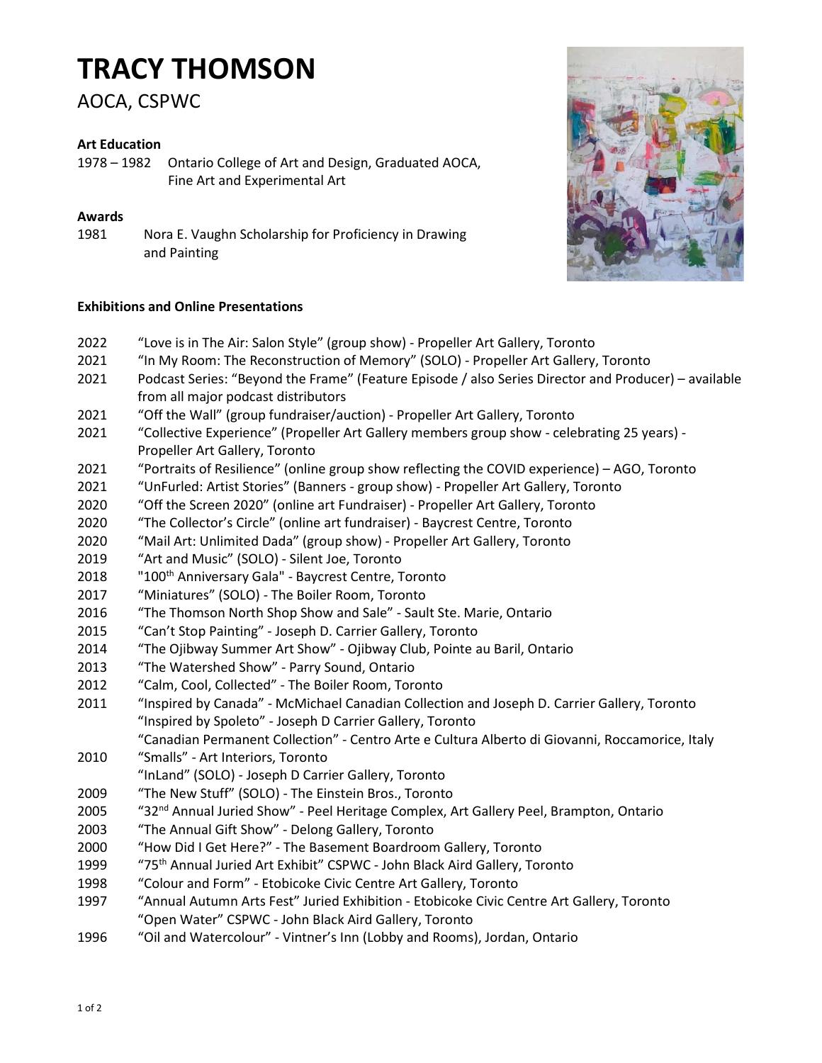# TRACY THOMSON

AOCA, CSPWC

### Art Education

1978 – 1982 Ontario College of Art and Design, Graduated AOCA, Fine Art and Experimental Art

### Awards

1981 Nora E. Vaughn Scholarship for Proficiency in Drawing and Painting

### Exhibitions and Online Presentations

2022 "Love is in The Air: Salon Style" (group show) - Propeller Art Gallery, Toronto

2021 "In My Room: The Reconstruction of Memory" (SOLO) - Propeller Art Gallery, Toronto

2021 Podcast Series: "Beyond the Frame" (Feature Episode / also Series Director and Producer) – available from all major podcast distributors

2021 "Off the Wall" (group fundraiser/auction) - Propeller Art Gallery, Toronto

2021 "Collective Experience" (Propeller Art Gallery members group show - celebrating 25 years) - Propeller Art Gallery, Toronto

2021 "Portraits of Resilience" (online group show reflecting the COVID experience) – AGO, Toronto

2021 "UnFurled: Artist Stories" (Banners - group show) - Propeller Art Gallery, Toronto

2020 "Off the Screen 2020" (online art Fundraiser) - Propeller Art Gallery, Toronto

2020 "The Collector's Circle" (online art fundraiser) - Baycrest Centre, Toronto

2020 "Mail Art: Unlimited Dada" (group show) - Propeller Art Gallery, Toronto

2019 "Art and Music" (SOLO) - Silent Joe, Toronto

2018 "100th Anniversary Gala" - Baycrest Centre, Toronto

2017 "Miniatures" (SOLO) - The Boiler Room, Toronto

2016 "The Thomson North Shop Show and Sale" - Sault Ste. Marie, Ontario

2015 "Can't Stop Painting" - Joseph D. Carrier Gallery, Toronto

2014 "The Ojibway Summer Art Show" - Ojibway Club, Pointe au Baril, Ontario

2013 "The Watershed Show" - Parry Sound, Ontario

2012 "Calm, Cool, Collected" - The Boiler Room, Toronto

2011 "Inspired by Canada" - McMichael Canadian Collection and Joseph D. Carrier Gallery, Toronto
"Inspired by Spoleto" - Joseph D Carrier Gallery, Toronto
"Canadian Permanent Collection" - Centro Arte e Cultura Alberto di Giovanni, Roccamorice, Italy

2010 "Smalls" - Art Interiors, Toronto
"InLand" (SOLO) - Joseph D Carrier Gallery, Toronto

2009 "The New Stuff" (SOLO) - The Einstein Bros., Toronto

2005 "32nd Annual Juried Show" - Peel Heritage Complex, Art Gallery Peel, Brampton, Ontario

2003 "The Annual Gift Show" - Delong Gallery, Toronto

2000 "How Did I Get Here?" - The Basement Boardroom Gallery, Toronto

1999 "75th Annual Juried Art Exhibit" CSPWC - John Black Aird Gallery, Toronto

1998 "Colour and Form" - Etobicoke Civic Centre Art Gallery, Toronto

1997 "Annual Autumn Arts Fest" Juried Exhibition - Etobicoke Civic Centre Art Gallery, Toronto
"Open Water" CSPWC - John Black Aird Gallery, Toronto

1996 "Oil and Watercolour" - Vintner's Inn (Lobby and Rooms), Jordan, Ontario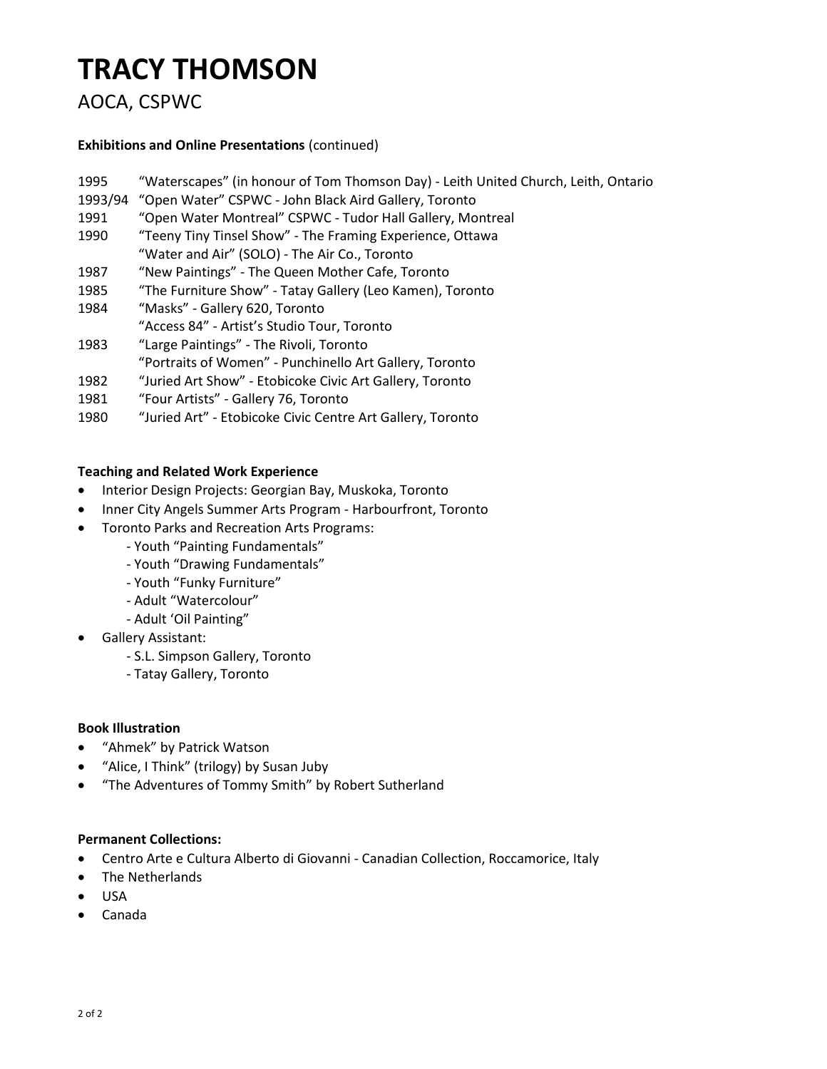# TRACY THOMSON

AOCA, CSPWC

**Exhibitions and Online Presentations** (continued)

| | |
|---|---|
| 1995 | “Waterscapes” (in honour of Tom Thomson Day) - Leith United Church, Leith, Ontario |
| 1993/94 | “Open Water” CSPWC - John Black Aird Gallery, Toronto |
| 1991 | “Open Water Montreal” CSPWC - Tudor Hall Gallery, Montreal |
| 1990 | “Teeny Tiny Tinsel Show” - The Framing Experience, Ottawa |
| | “Water and Air” (SOLO) - The Air Co., Toronto |
| 1987 | “New Paintings” - The Queen Mother Cafe, Toronto |
| 1985 | “The Furniture Show” - Tatay Gallery (Leo Kamen), Toronto |
| 1984 | “Masks” - Gallery 620, Toronto |
| | “Access 84” - Artist’s Studio Tour, Toronto |
| 1983 | “Large Paintings” - The Rivoli, Toronto |
| | “Portraits of Women” - Punchinello Art Gallery, Toronto |
| 1982 | “Juried Art Show” - Etobicoke Civic Art Gallery, Toronto |
| 1981 | “Four Artists” - Gallery 76, Toronto |
| 1980 | “Juried Art” - Etobicoke Civic Centre Art Gallery, Toronto |

**Teaching and Related Work Experience**

- Interior Design Projects: Georgian Bay, Muskoka, Toronto
- Inner City Angels Summer Arts Program - Harbourfront, Toronto
- Toronto Parks and Recreation Arts Programs:
    - Youth “Painting Fundamentals”
    - Youth “Drawing Fundamentals”
    - Youth “Funky Furniture”
    - Adult “Watercolour”
    - Adult ‘Oil Painting”
- Gallery Assistant:
    - S.L. Simpson Gallery, Toronto
    - Tatay Gallery, Toronto

**Book Illustration**

- “Ahmek” by Patrick Watson
- “Alice, I Think” (trilogy) by Susan Juby
- “The Adventures of Tommy Smith” by Robert Sutherland

**Permanent Collections:**

- Centro Arte e Cultura Alberto di Giovanni - Canadian Collection, Roccamorice, Italy
- The Netherlands
- USA
- Canada